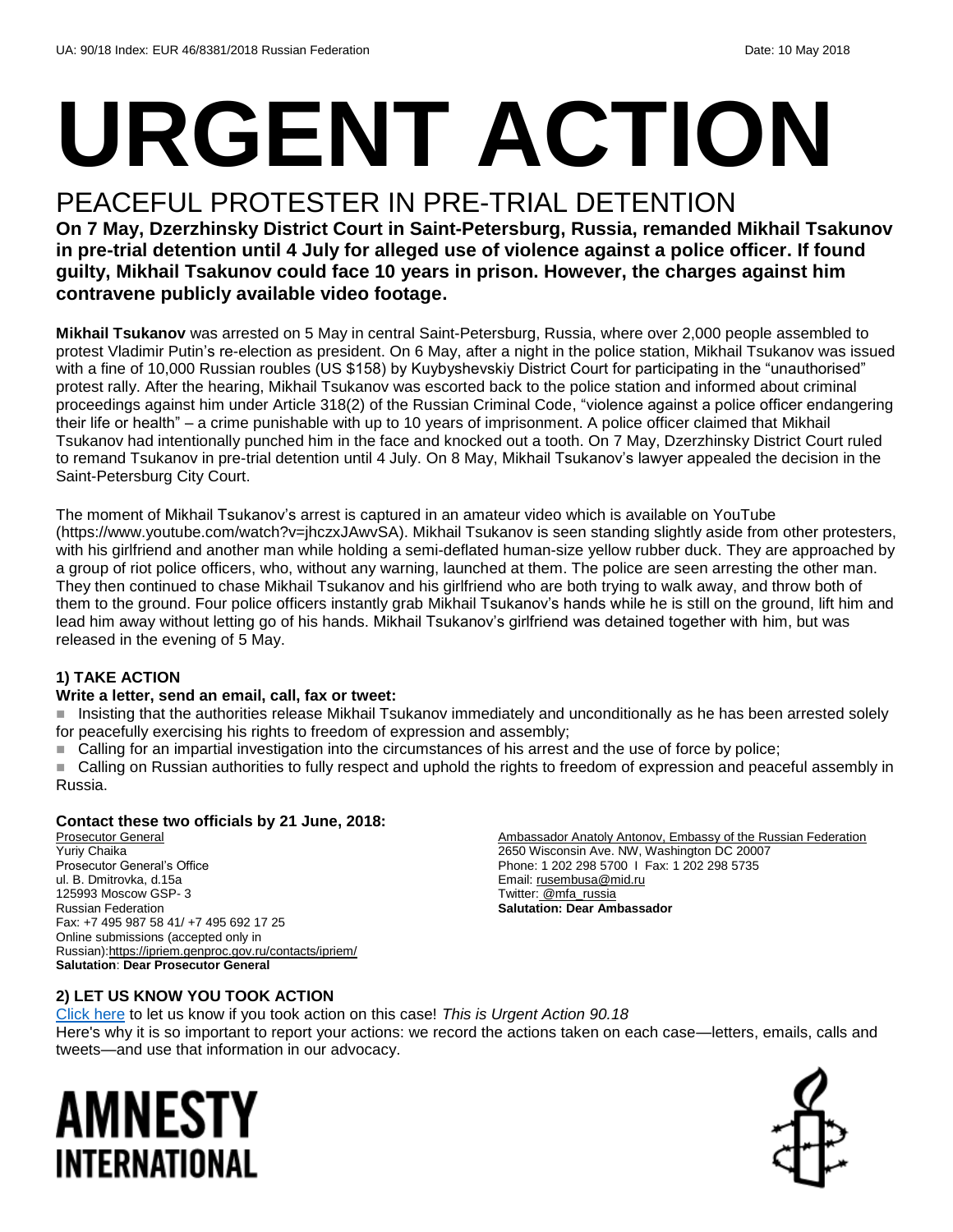UA: 90/18 Index: EUR 46/8381/2018 Russian Federation Date: 10 May 2018

# URGENT ACTION

## PEACEFUL PROTESTER IN PRE-TRIAL DETENTION

**On 7 May, Dzerzhinsky District Court in Saint-Petersburg, Russia, remanded Mikhail Tsakunov in pre-trial detention until 4 July for alleged use of violence against a police officer. If found guilty, Mikhail Tsakunov could face 10 years in prison. However, the charges against him contravene publicly available video footage.**

**Mikhail Tsukanov** was arrested on 5 May in central Saint-Petersburg, Russia, where over 2,000 people assembled to protest Vladimir Putin's re-election as president. On 6 May, after a night in the police station, Mikhail Tsukanov was issued with a fine of 10,000 Russian roubles (US $158) by Kuybyshevskiy District Court for participating in the "unauthorised" protest rally. After the hearing, Mikhail Tsukanov was escorted back to the police station and informed about criminal proceedings against him under Article 318(2) of the Russian Criminal Code, "violence against a police officer endangering their life or health" – a crime punishable with up to 10 years of imprisonment. A police officer claimed that Mikhail Tsukanov had intentionally punched him in the face and knocked out a tooth. On 7 May, Dzerzhinsky District Court ruled to remand Tsukanov in pre-trial detention until 4 July. On 8 May, Mikhail Tsukanov's lawyer appealed the decision in the Saint-Petersburg City Court.

The moment of Mikhail Tsukanov's arrest is captured in an amateur video which is available on YouTube (https://www.youtube.com/watch?v=jhczxJAwvSA). Mikhail Tsukanov is seen standing slightly aside from other protesters, with his girlfriend and another man while holding a semi-deflated human-size yellow rubber duck. They are approached by a group of riot police officers, who, without any warning, launched at them. The police are seen arresting the other man. They then continued to chase Mikhail Tsukanov and his girlfriend who are both trying to walk away, and throw both of them to the ground. Four police officers instantly grab Mikhail Tsukanov's hands while he is still on the ground, lift him and lead him away without letting go of his hands. Mikhail Tsukanov's girlfriend was detained together with him, but was released in the evening of 5 May.

### 1) TAKE ACTION

**Write a letter, send an email, call, fax or tweet:**

- Insisting that the authorities release Mikhail Tsukanov immediately and unconditionally as he has been arrested solely for peacefully exercising his rights to freedom of expression and assembly;
- Calling for an impartial investigation into the circumstances of his arrest and the use of force by police;
- Calling on Russian authorities to fully respect and uphold the rights to freedom of expression and peaceful assembly in Russia.

**Contact these two officials by 21 June, 2018:**

Prosecutor General
Yuriy Chaika
Prosecutor General's Office
ul. B. Dmitrovka, d.15a
125993 Moscow GSP- 3
Russian Federation
Fax: +7 495 987 58 41/ +7 495 692 17 25
Online submissions (accepted only in Russian):https://ipriem.genproc.gov.ru/contacts/ipriem/
**Salutation**: **Dear Prosecutor General**

Ambassador Anatoly Antonov, Embassy of the Russian Federation
2650 Wisconsin Ave. NW, Washington DC 20007
Phone: 1 202 298 5700 I Fax: 1 202 298 5735
Email: rusembusa@mid.ru
Twitter: @mfa_russia
**Salutation: Dear Ambassador**

### 2) LET US KNOW YOU TOOK ACTION

Click here to let us know if you took action on this case! *This is Urgent Action 90.18*
Here's why it is so important to report your actions: we record the actions taken on each case—letters, emails, calls and tweets—and use that information in our advocacy.

AMNESTY INTERNATIONAL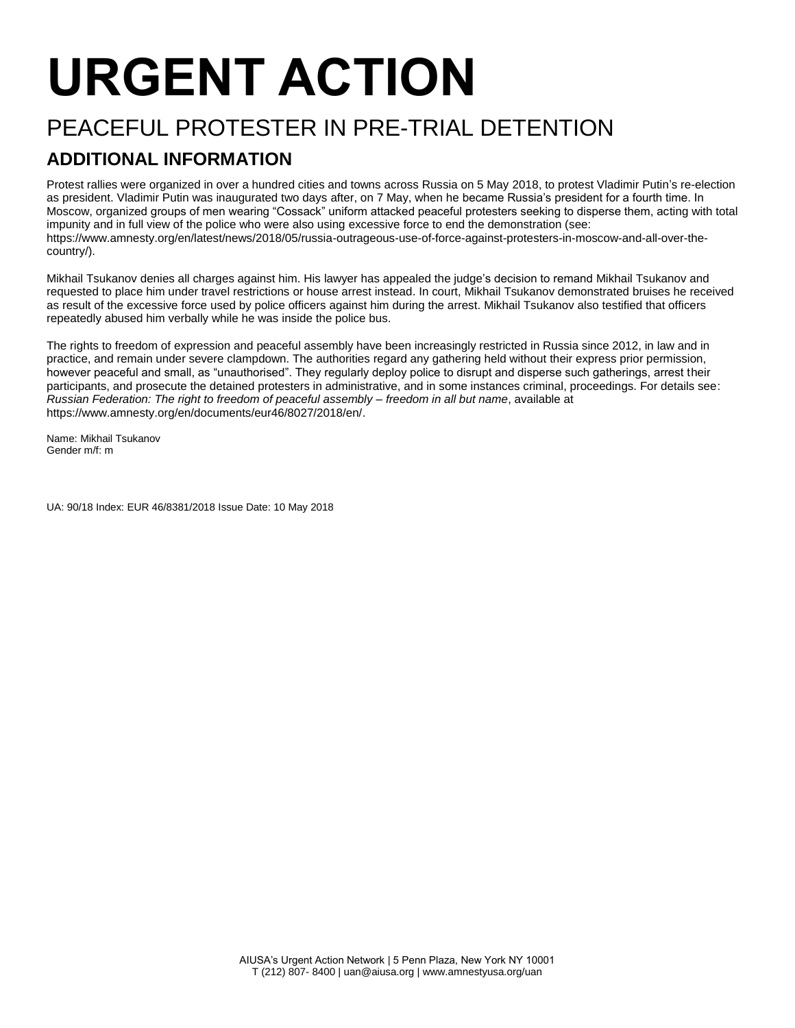# URGENT ACTION

## PEACEFUL PROTESTER IN PRE-TRIAL DETENTION

### ADDITIONAL INFORMATION

Protest rallies were organized in over a hundred cities and towns across Russia on 5 May 2018, to protest Vladimir Putin's re-election as president. Vladimir Putin was inaugurated two days after, on 7 May, when he became Russia's president for a fourth time. In Moscow, organized groups of men wearing "Cossack" uniform attacked peaceful protesters seeking to disperse them, acting with total impunity and in full view of the police who were also using excessive force to end the demonstration (see: https://www.amnesty.org/en/latest/news/2018/05/russia-outrageous-use-of-force-against-protesters-in-moscow-and-all-over-the-country/).

Mikhail Tsukanov denies all charges against him. His lawyer has appealed the judge's decision to remand Mikhail Tsukanov and requested to place him under travel restrictions or house arrest instead. In court, Mikhail Tsukanov demonstrated bruises he received as result of the excessive force used by police officers against him during the arrest. Mikhail Tsukanov also testified that officers repeatedly abused him verbally while he was inside the police bus.

The rights to freedom of expression and peaceful assembly have been increasingly restricted in Russia since 2012, in law and in practice, and remain under severe clampdown. The authorities regard any gathering held without their express prior permission, however peaceful and small, as "unauthorised". They regularly deploy police to disrupt and disperse such gatherings, arrest their participants, and prosecute the detained protesters in administrative, and in some instances criminal, proceedings. For details see: *Russian Federation: The right to freedom of peaceful assembly – freedom in all but name*, available at https://www.amnesty.org/en/documents/eur46/8027/2018/en/.

Name: Mikhail Tsukanov
Gender m/f: m

UA: 90/18 Index: EUR 46/8381/2018 Issue Date: 10 May 2018

AIUSA's Urgent Action Network | 5 Penn Plaza, New York NY 10001
T (212) 807- 8400 | uan@aiusa.org | www.amnestyusa.org/uan